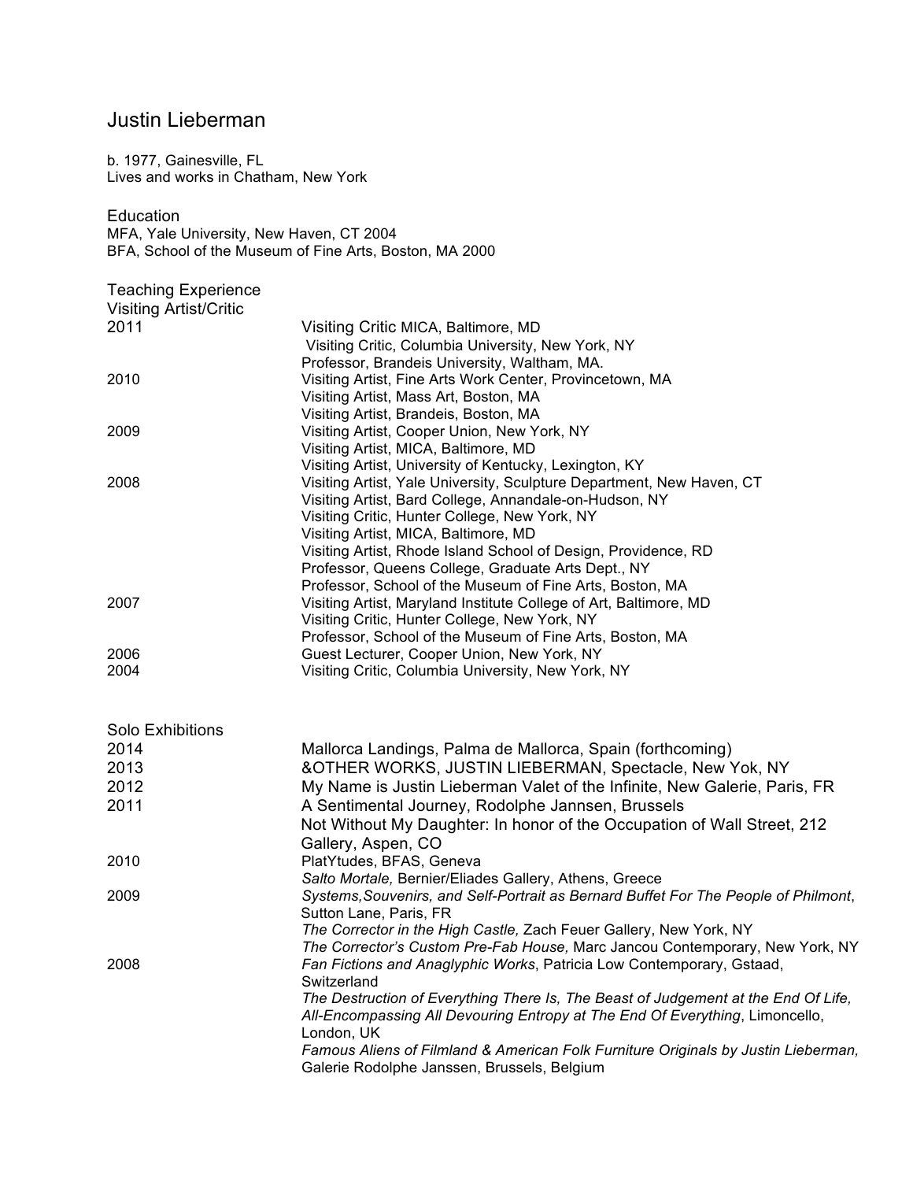# Justin Lieberman

b. 1977, Gainesville, FL
Lives and works in Chatham, New York

## Education

MFA, Yale University, New Haven, CT 2004
BFA, School of the Museum of Fine Arts, Boston, MA 2000

## Teaching Experience

### Visiting Artist/Critic

| | |
|---|---|
| 2011 | Visiting Critic MICA, Baltimore, MD |
| | Visiting Critic, Columbia University, New York, NY |
| | Professor, Brandeis University, Waltham, MA. |
| 2010 | Visiting Artist, Fine Arts Work Center, Provincetown, MA |
| | Visiting Artist, Mass Art, Boston, MA |
| | Visiting Artist, Brandeis, Boston, MA |
| 2009 | Visiting Artist, Cooper Union, New York, NY |
| | Visiting Artist, MICA, Baltimore, MD |
| | Visiting Artist, University of Kentucky, Lexington, KY |
| 2008 | Visiting Artist, Yale University, Sculpture Department, New Haven, CT |
| | Visiting Artist, Bard College, Annandale-on-Hudson, NY |
| | Visiting Critic, Hunter College, New York, NY |
| | Visiting Artist, MICA, Baltimore, MD |
| | Visiting Artist, Rhode Island School of Design, Providence, RD |
| | Professor, Queens College, Graduate Arts Dept., NY |
| | Professor, School of the Museum of Fine Arts, Boston, MA |
| 2007 | Visiting Artist, Maryland Institute College of Art, Baltimore, MD |
| | Visiting Critic, Hunter College, New York, NY |
| | Professor, School of the Museum of Fine Arts, Boston, MA |
| 2006 | Guest Lecturer, Cooper Union, New York, NY |
| 2004 | Visiting Critic, Columbia University, New York, NY |

## Solo Exhibitions

| | |
|---|---|
| 2014 | Mallorca Landings, Palma de Mallorca, Spain (forthcoming) |
| 2013 | &OTHER WORKS, JUSTIN LIEBERMAN, Spectacle, New Yok, NY |
| 2012 | My Name is Justin Lieberman Valet of the Infinite, New Galerie, Paris, FR |
| 2011 | A Sentimental Journey, Rodolphe Jannsen, Brussels |
| | Not Without My Daughter: In honor of the Occupation of Wall Street, 212 Gallery, Aspen, CO |
| 2010 | PlatYtudes, BFAS, Geneva |
| | *Salto Mortale,* Bernier/Eliades Gallery, Athens, Greece |
| 2009 | *Systems,Souvenirs, and Self-Portrait as Bernard Buffet For The People of Philmont*, Sutton Lane, Paris, FR |
| | *The Corrector in the High Castle,* Zach Feuer Gallery, New York, NY |
| | *The Corrector's Custom Pre-Fab House,* Marc Jancou Contemporary, New York, NY |
| 2008 | *Fan Fictions and Anaglyphic Works*, Patricia Low Contemporary, Gstaad, Switzerland |
| | *The Destruction of Everything There Is, The Beast of Judgement at the End Of Life, All-Encompassing All Devouring Entropy at The End Of Everything*, Limoncello, London, UK |
| | *Famous Aliens of Filmland & American Folk Furniture Originals by Justin Lieberman,* Galerie Rodolphe Janssen, Brussels, Belgium |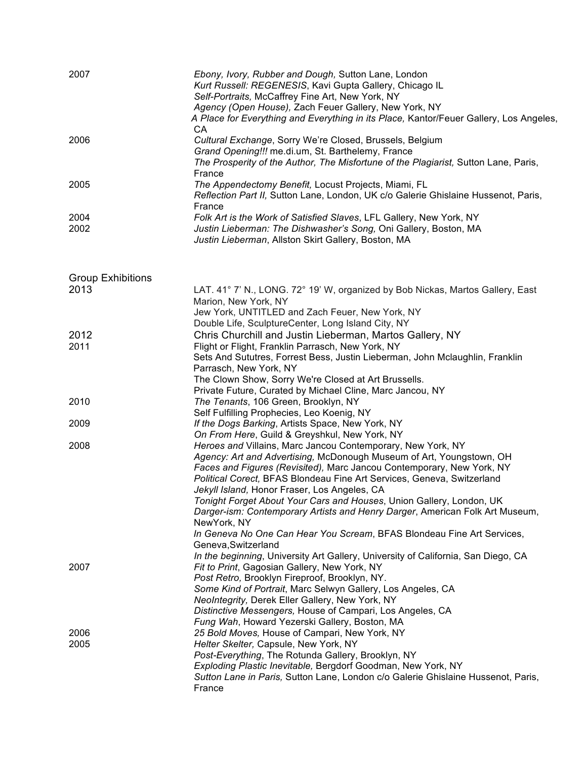2007
*Ebony, Ivory, Rubber and Dough,* Sutton Lane, London
*Kurt Russell: REGENESIS*, Kavi Gupta Gallery, Chicago IL
*Self-Portraits,* McCaffrey Fine Art, New York, NY
*Agency (Open House),* Zach Feuer Gallery, New York, NY
*A Place for Everything and Everything in its Place,* Kantor/Feuer Gallery, Los Angeles, CA

2006
*Cultural Exchange*, Sorry We're Closed, Brussels, Belgium
*Grand Opening!!!* me.di.um, St. Barthelemy, France
*The Prosperity of the Author, The Misfortune of the Plagiarist,* Sutton Lane, Paris, France

2005
*The Appendectomy Benefit,* Locust Projects, Miami, FL
*Reflection Part II,* Sutton Lane, London, UK c/o Galerie Ghislaine Hussenot, Paris, France

2004
*Folk Art is the Work of Satisfied Slaves*, LFL Gallery, New York, NY

2002
*Justin Lieberman: The Dishwasher's Song,* Oni Gallery, Boston, MA
*Justin Lieberman*, Allston Skirt Gallery, Boston, MA

## Group Exhibitions

2013
LAT. 41° 7' N., LONG. 72° 19' W, organized by Bob Nickas, Martos Gallery, East Marion, New York, NY
Jew York, UNTITLED and Zach Feuer, New York, NY
Double Life, SculptureCenter, Long Island City, NY

2012
Chris Churchill and Justin Lieberman, Martos Gallery, NY

2011
Flight or Flight, Franklin Parrasch, New York, NY
Sets And Sututres, Forrest Bess, Justin Lieberman, John Mclaughlin, Franklin Parrasch, New York, NY
The Clown Show, Sorry We're Closed at Art Brussells.
Private Future, Curated by Michael Cline, Marc Jancou, NY

2010
*The Tenants*, 106 Green, Brooklyn, NY
Self Fulfilling Prophecies, Leo Koenig, NY

2009
*If the Dogs Barking*, Artists Space, New York, NY
*On From Here*, Guild & Greyshkul, New York, NY

2008
*Heroes and* Villains, Marc Jancou Contemporary, New York, NY
*Agency: Art and Advertising,* McDonough Museum of Art, Youngstown, OH
*Faces and Figures (Revisited),* Marc Jancou Contemporary, New York, NY
*Political Corect,* BFAS Blondeau Fine Art Services, Geneva, Switzerland
*Jekyll Island,* Honor Fraser, Los Angeles, CA
*Tonight Forget About Your Cars and Houses*, Union Gallery, London, UK
*Darger-ism: Contemporary Artists and Henry Darger*, American Folk Art Museum, NewYork, NY
*In Geneva No One Can Hear You Scream*, BFAS Blondeau Fine Art Services, Geneva,Switzerland
*In the beginning*, University Art Gallery, University of California, San Diego, CA

2007
*Fit to Print*, Gagosian Gallery, New York, NY
*Post Retro,* Brooklyn Fireproof, Brooklyn, NY.
*Some Kind of Portrait*, Marc Selwyn Gallery, Los Angeles, CA
*NeoIntegrity,* Derek Eller Gallery, New York, NY
*Distinctive Messengers,* House of Campari, Los Angeles, CA
*Fung Wah*, Howard Yezerski Gallery, Boston, MA

2006
*25 Bold Moves,* House of Campari, New York, NY

2005
*Helter Skelter,* Capsule, New York, NY
*Post-Everything*, The Rotunda Gallery, Brooklyn, NY
*Exploding Plastic Inevitable,* Bergdorf Goodman, New York, NY
*Sutton Lane in Paris,* Sutton Lane, London c/o Galerie Ghislaine Hussenot, Paris, France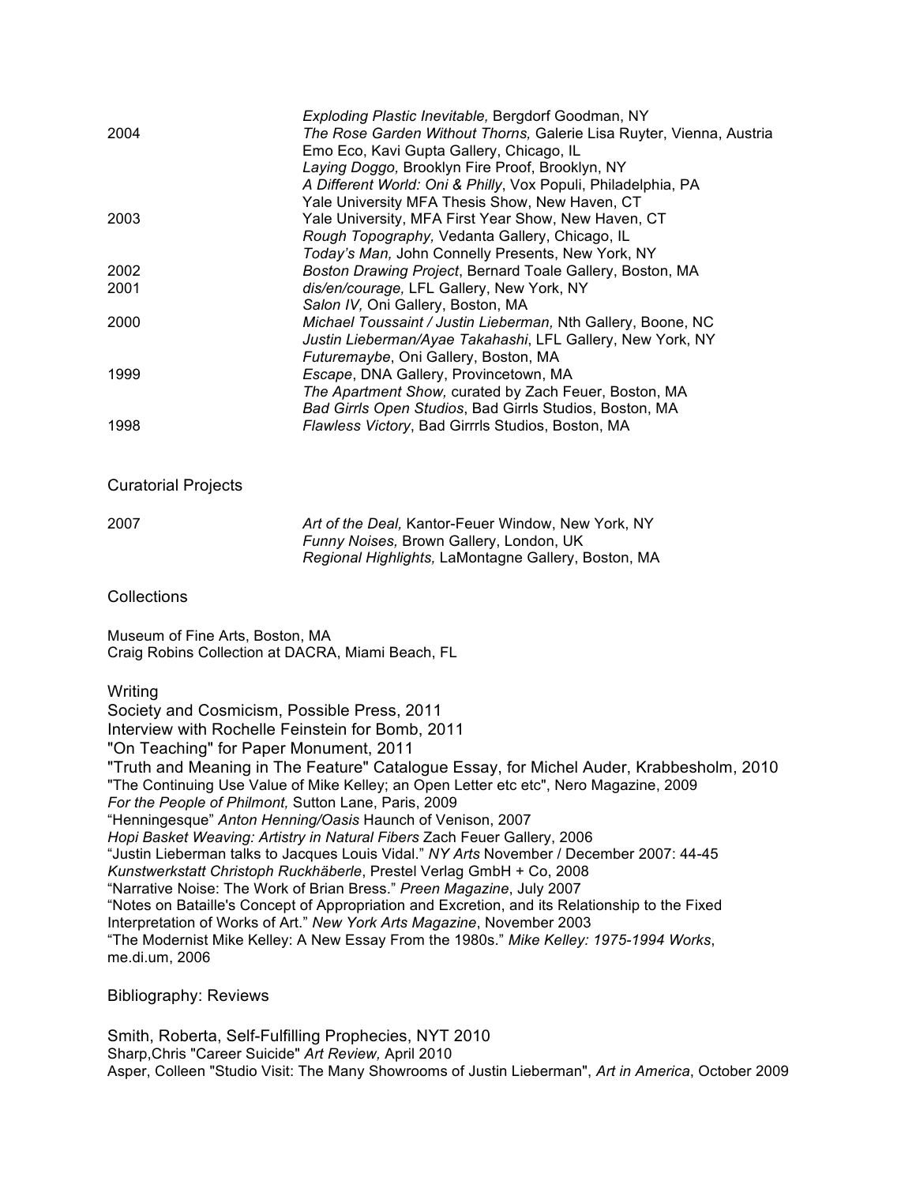| | |
|---|---|
| | *Exploding Plastic Inevitable,* Bergdorf Goodman, NY |
| 2004 | *The Rose Garden Without Thorns,* Galerie Lisa Ruyter, Vienna, Austria |
| | Emo Eco, Kavi Gupta Gallery, Chicago, IL |
| | *Laying Doggo,* Brooklyn Fire Proof, Brooklyn, NY |
| | *A Different World: Oni & Philly*, Vox Populi, Philadelphia, PA |
| | Yale University MFA Thesis Show, New Haven, CT |
| 2003 | Yale University, MFA First Year Show, New Haven, CT |
| | *Rough Topography,* Vedanta Gallery, Chicago, IL |
| | *Today's Man,* John Connelly Presents, New York, NY |
| 2002 | *Boston Drawing Project*, Bernard Toale Gallery, Boston, MA |
| 2001 | *dis/en/courage,* LFL Gallery, New York, NY |
| | *Salon IV,* Oni Gallery, Boston, MA |
| 2000 | *Michael Toussaint / Justin Lieberman,* Nth Gallery, Boone, NC |
| | *Justin Lieberman/Ayae Takahashi*, LFL Gallery, New York, NY |
| | *Futuremaybe*, Oni Gallery, Boston, MA |
| 1999 | *Escape*, DNA Gallery, Provincetown, MA |
| | *The Apartment Show,* curated by Zach Feuer, Boston, MA |
| | *Bad Girrls Open Studios*, Bad Girrls Studios, Boston, MA |
| 1998 | *Flawless Victory*, Bad Girrrls Studios, Boston, MA |

## Curatorial Projects

| | |
|---|---|
| 2007 | *Art of the Deal,* Kantor-Feuer Window, New York, NY |
| | *Funny Noises,* Brown Gallery, London, UK |
| | *Regional Highlights,* LaMontagne Gallery, Boston, MA |

## Collections

Museum of Fine Arts, Boston, MA
Craig Robins Collection at DACRA, Miami Beach, FL

## Writing

Society and Cosmicism, Possible Press, 2011
Interview with Rochelle Feinstein for Bomb, 2011
"On Teaching" for Paper Monument, 2011
"Truth and Meaning in The Feature" Catalogue Essay, for Michel Auder, Krabbesholm, 2010
"The Continuing Use Value of Mike Kelley; an Open Letter etc etc", Nero Magazine, 2009
*For the People of Philmont,* Sutton Lane, Paris, 2009
"Henningesque" *Anton Henning/Oasis* Haunch of Venison, 2007
*Hopi Basket Weaving: Artistry in Natural Fibers* Zach Feuer Gallery, 2006
"Justin Lieberman talks to Jacques Louis Vidal." *NY Arts* November / December 2007: 44-45
*Kunstwerkstatt Christoph Ruckhäberle*, Prestel Verlag GmbH + Co, 2008
"Narrative Noise: The Work of Brian Bress." *Preen Magazine*, July 2007
"Notes on Bataille's Concept of Appropriation and Excretion, and its Relationship to the Fixed Interpretation of Works of Art." *New York Arts Magazine*, November 2003
"The Modernist Mike Kelley: A New Essay From the 1980s." *Mike Kelley: 1975-1994 Works*, me.di.um, 2006

## Bibliography: Reviews

Smith, Roberta, Self-Fulfilling Prophecies, NYT 2010
Sharp,Chris "Career Suicide" *Art Review,* April 2010
Asper, Colleen "Studio Visit: The Many Showrooms of Justin Lieberman", *Art in America*, October 2009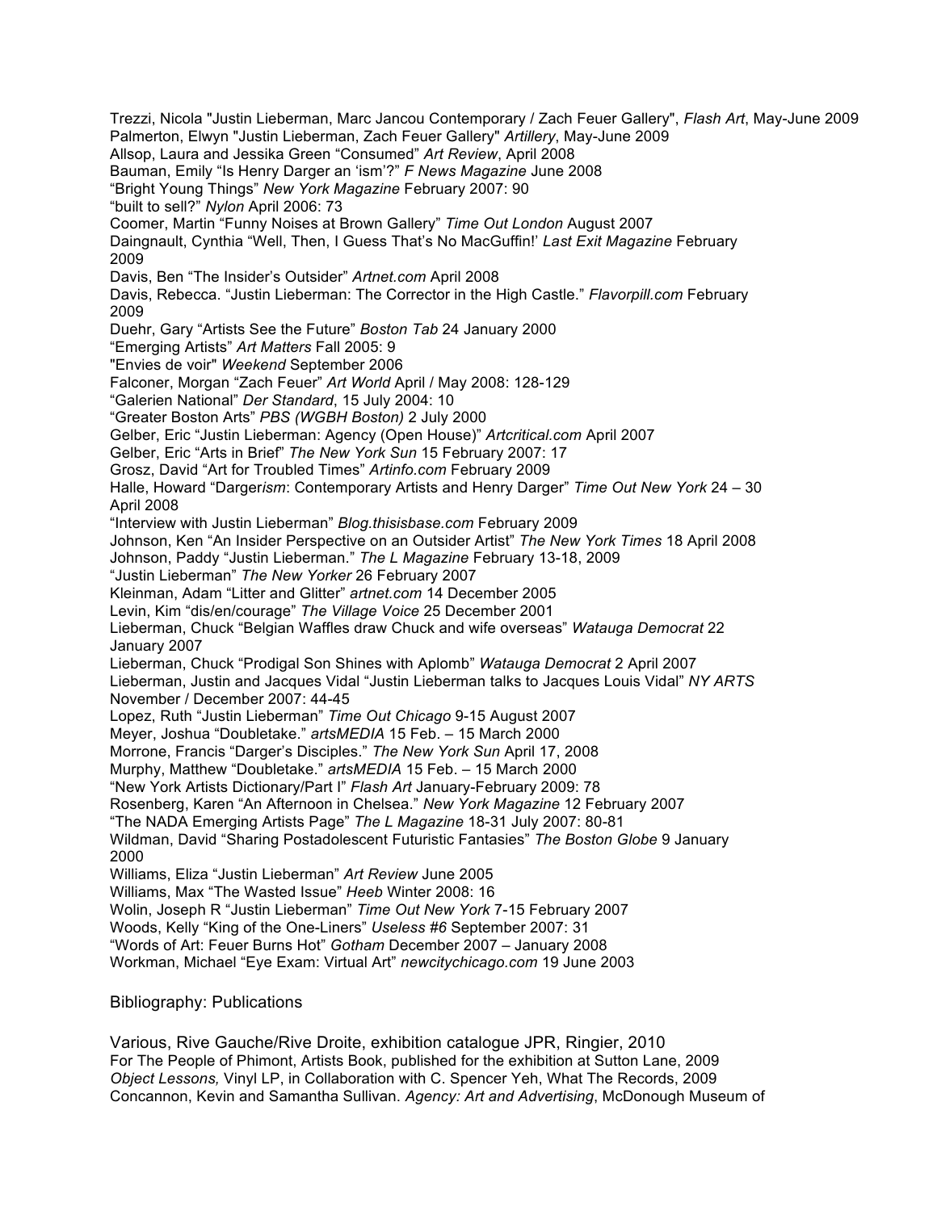Trezzi, Nicola "Justin Lieberman, Marc Jancou Contemporary / Zach Feuer Gallery", *Flash Art*, May-June 2009
Palmerton, Elwyn "Justin Lieberman, Zach Feuer Gallery" *Artillery*, May-June 2009
Allsop, Laura and Jessika Green "Consumed" *Art Review*, April 2008
Bauman, Emily "Is Henry Darger an 'ism'?" *F News Magazine* June 2008
"Bright Young Things" *New York Magazine* February 2007: 90
"built to sell?" *Nylon* April 2006: 73
Coomer, Martin "Funny Noises at Brown Gallery" *Time Out London* August 2007
Daingnault, Cynthia "Well, Then, I Guess That's No MacGuffin!' *Last Exit Magazine* February 2009
Davis, Ben "The Insider's Outsider" *Artnet.com* April 2008
Davis, Rebecca. "Justin Lieberman: The Corrector in the High Castle." *Flavorpill.com* February 2009
Duehr, Gary "Artists See the Future" *Boston Tab* 24 January 2000
"Emerging Artists" *Art Matters* Fall 2005: 9
"Envies de voir" *Weekend* September 2006
Falconer, Morgan "Zach Feuer" *Art World* April / May 2008: 128-129
"Galerien National" *Der Standard*, 15 July 2004: 10
"Greater Boston Arts" *PBS (WGBH Boston)* 2 July 2000
Gelber, Eric "Justin Lieberman: Agency (Open House)" *Artcritical.com* April 2007
Gelber, Eric "Arts in Brief" *The New York Sun* 15 February 2007: 17
Grosz, David "Art for Troubled Times" *Artinfo.com* February 2009
Halle, Howard "Darger*ism*: Contemporary Artists and Henry Darger" *Time Out New York* 24 – 30 April 2008
"Interview with Justin Lieberman" *Blog.thisisbase.com* February 2009
Johnson, Ken "An Insider Perspective on an Outsider Artist" *The New York Times* 18 April 2008
Johnson, Paddy "Justin Lieberman." *The L Magazine* February 13-18, 2009
"Justin Lieberman" *The New Yorker* 26 February 2007
Kleinman, Adam "Litter and Glitter" *artnet.com* 14 December 2005
Levin, Kim "dis/en/courage" *The Village Voice* 25 December 2001
Lieberman, Chuck "Belgian Waffles draw Chuck and wife overseas" *Watauga Democrat* 22 January 2007
Lieberman, Chuck "Prodigal Son Shines with Aplomb" *Watauga Democrat* 2 April 2007
Lieberman, Justin and Jacques Vidal "Justin Lieberman talks to Jacques Louis Vidal" *NY ARTS* November / December 2007: 44-45
Lopez, Ruth "Justin Lieberman" *Time Out Chicago* 9-15 August 2007
Meyer, Joshua "Doubletake." *artsMEDIA* 15 Feb. – 15 March 2000
Morrone, Francis "Darger's Disciples." *The New York Sun* April 17, 2008
Murphy, Matthew "Doubletake." *artsMEDIA* 15 Feb. – 15 March 2000
"New York Artists Dictionary/Part I" *Flash Art* January-February 2009: 78
Rosenberg, Karen "An Afternoon in Chelsea." *New York Magazine* 12 February 2007
"The NADA Emerging Artists Page" *The L Magazine* 18-31 July 2007: 80-81
Wildman, David "Sharing Postadolescent Futuristic Fantasies" *The Boston Globe* 9 January 2000
Williams, Eliza "Justin Lieberman" *Art Review* June 2005
Williams, Max "The Wasted Issue" *Heeb* Winter 2008: 16
Wolin, Joseph R "Justin Lieberman" *Time Out New York* 7-15 February 2007
Woods, Kelly "King of the One-Liners" *Useless #6* September 2007: 31
"Words of Art: Feuer Burns Hot" *Gotham* December 2007 – January 2008
Workman, Michael "Eye Exam: Virtual Art" *newcitychicago.com* 19 June 2003

## Bibliography: Publications

Various, Rive Gauche/Rive Droite, exhibition catalogue JPR, Ringier, 2010
For The People of Phimont, Artists Book, published for the exhibition at Sutton Lane, 2009
*Object Lessons,* Vinyl LP, in Collaboration with C. Spencer Yeh, What The Records, 2009
Concannon, Kevin and Samantha Sullivan. *Agency: Art and Advertising*, McDonough Museum of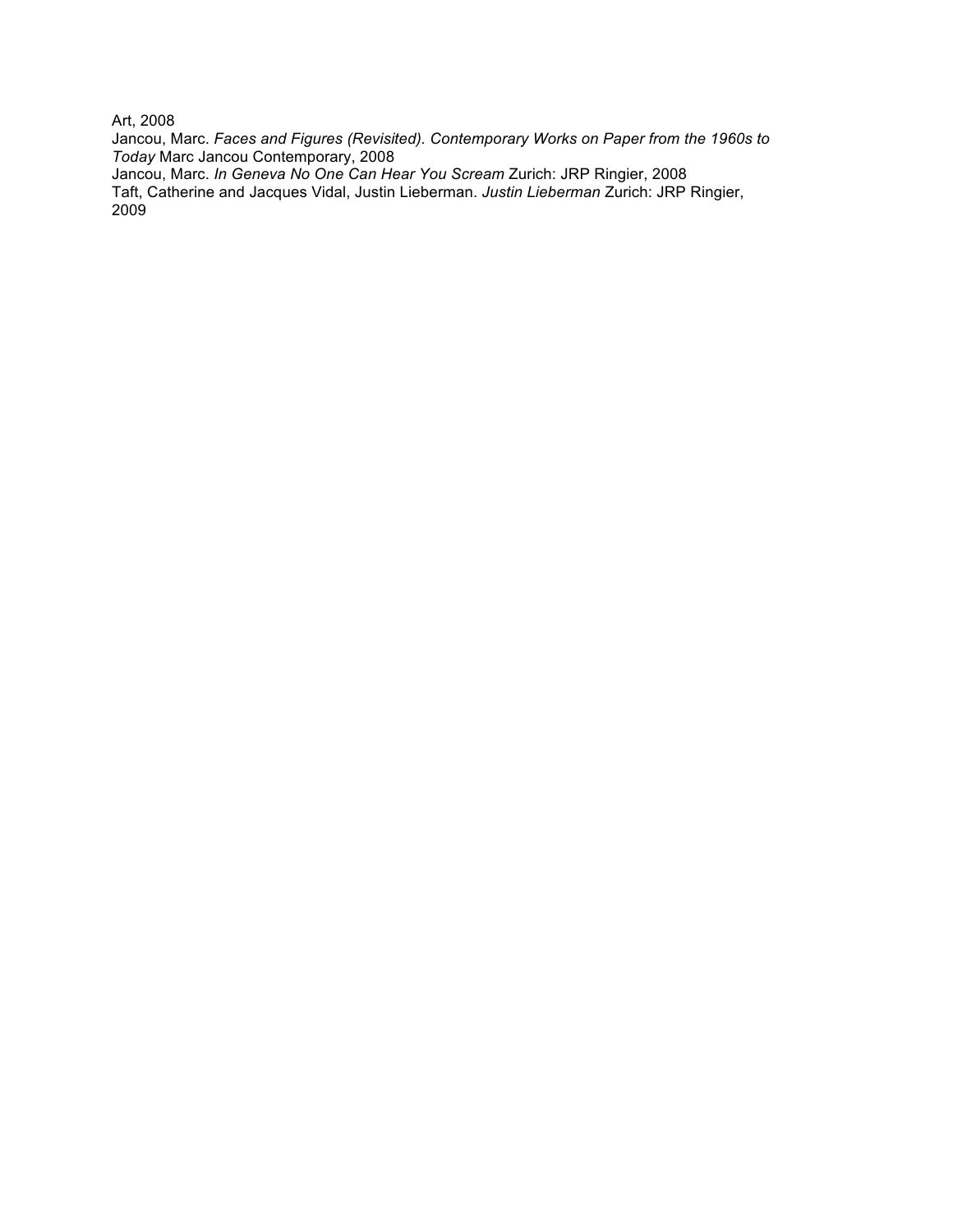Art, 2008

Jancou, Marc. *Faces and Figures (Revisited). Contemporary Works on Paper from the 1960s to Today* Marc Jancou Contemporary, 2008

Jancou, Marc. *In Geneva No One Can Hear You Scream* Zurich: JRP Ringier, 2008

Taft, Catherine and Jacques Vidal, Justin Lieberman. *Justin Lieberman* Zurich: JRP Ringier, 2009